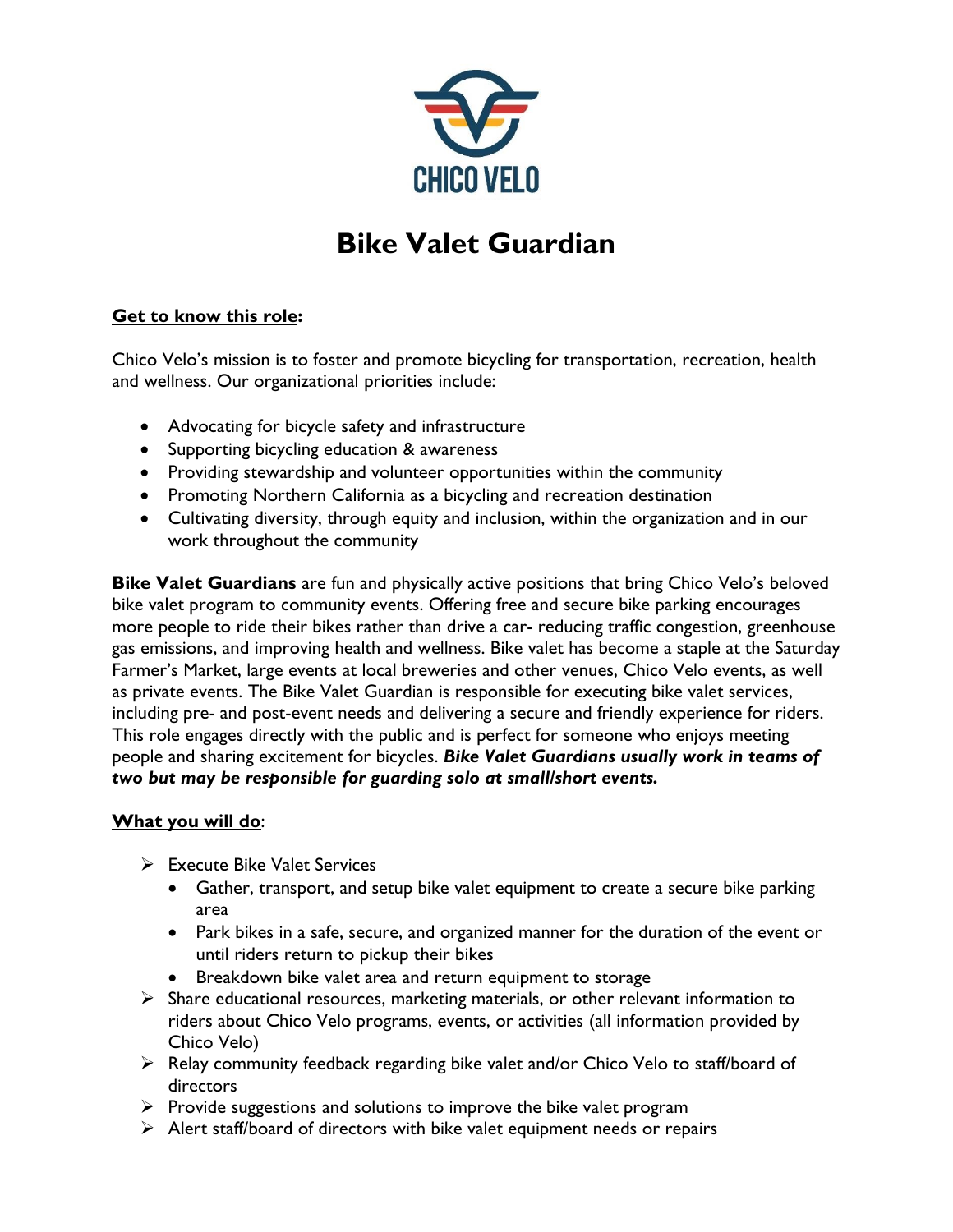CHICO VELO

# Bike Valet Guardian

**<u>Get to know this role</u>:**

Chico Velo's mission is to foster and promote bicycling for transportation, recreation, health and wellness. Our organizational priorities include:

- Advocating for bicycle safety and infrastructure
- Supporting bicycling education & awareness
- Providing stewardship and volunteer opportunities within the community
- Promoting Northern California as a bicycling and recreation destination
- Cultivating diversity, through equity and inclusion, within the organization and in our work throughout the community

**Bike Valet Guardians** are fun and physically active positions that bring Chico Velo's beloved bike valet program to community events. Offering free and secure bike parking encourages more people to ride their bikes rather than drive a car- reducing traffic congestion, greenhouse gas emissions, and improving health and wellness. Bike valet has become a staple at the Saturday Farmer's Market, large events at local breweries and other venues, Chico Velo events, as well as private events. The Bike Valet Guardian is responsible for executing bike valet services, including pre- and post-event needs and delivering a secure and friendly experience for riders. This role engages directly with the public and is perfect for someone who enjoys meeting people and sharing excitement for bicycles. ***Bike Valet Guardians usually work in teams of two but may be responsible for guarding solo at small/short events.***

**<u>What you will do</u>**:

- Execute Bike Valet Services
  - Gather, transport, and setup bike valet equipment to create a secure bike parking area
  - Park bikes in a safe, secure, and organized manner for the duration of the event or until riders return to pickup their bikes
  - Breakdown bike valet area and return equipment to storage
- Share educational resources, marketing materials, or other relevant information to riders about Chico Velo programs, events, or activities (all information provided by Chico Velo)
- Relay community feedback regarding bike valet and/or Chico Velo to staff/board of directors
- Provide suggestions and solutions to improve the bike valet program
- Alert staff/board of directors with bike valet equipment needs or repairs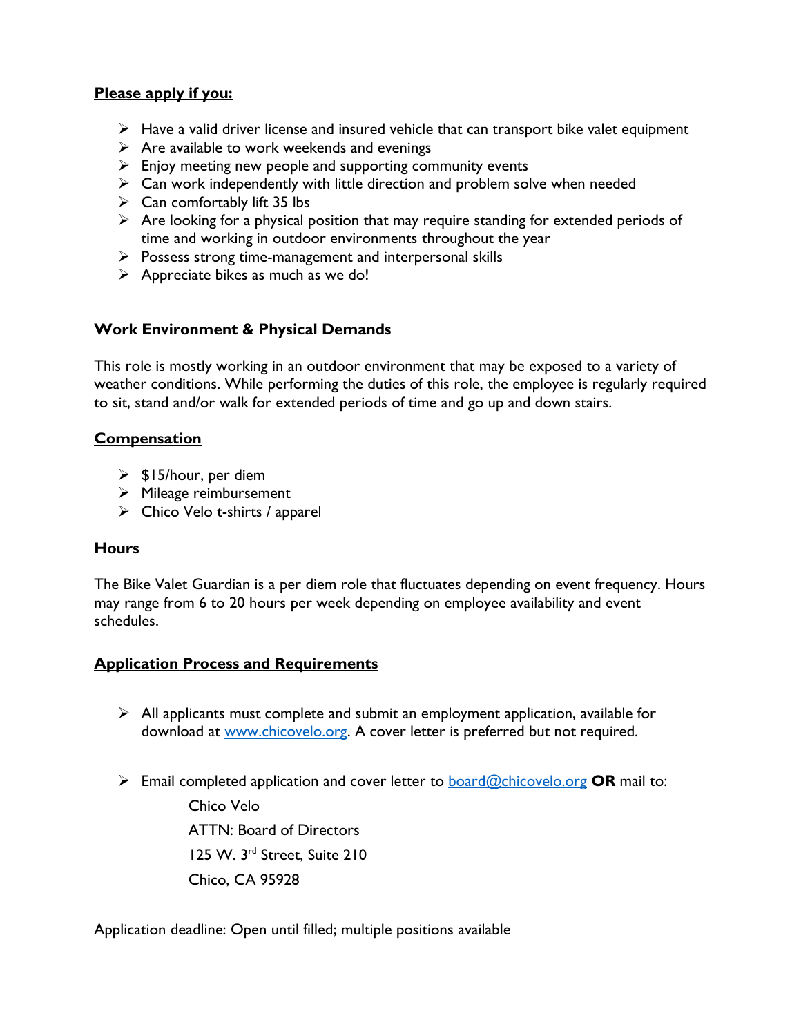**Please apply if you:**

- Have a valid driver license and insured vehicle that can transport bike valet equipment
- Are available to work weekends and evenings
- Enjoy meeting new people and supporting community events
- Can work independently with little direction and problem solve when needed
- Can comfortably lift 35 lbs
- Are looking for a physical position that may require standing for extended periods of time and working in outdoor environments throughout the year
- Possess strong time-management and interpersonal skills
- Appreciate bikes as much as we do!

## Work Environment & Physical Demands

This role is mostly working in an outdoor environment that may be exposed to a variety of weather conditions. While performing the duties of this role, the employee is regularly required to sit, stand and/or walk for extended periods of time and go up and down stairs.

## Compensation

- $15/hour, per diem
- Mileage reimbursement
- Chico Velo t-shirts / apparel

## Hours

The Bike Valet Guardian is a per diem role that fluctuates depending on event frequency. Hours may range from 6 to 20 hours per week depending on employee availability and event schedules.

## Application Process and Requirements

- All applicants must complete and submit an employment application, available for download at [www.chicovelo.org](http://www.chicovelo.org). A cover letter is preferred but not required.

- Email completed application and cover letter to [board@chicovelo.org](mailto:board@chicovelo.org) **OR** mail to:

  Chico Velo
  ATTN: Board of Directors
  125 W. 3rd Street, Suite 210
  Chico, CA 95928

Application deadline: Open until filled; multiple positions available